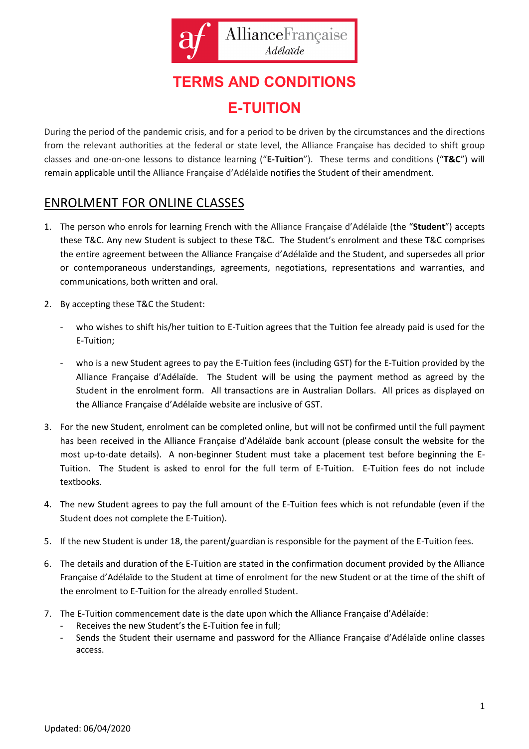# TERMS AND CONDITIONS

# E-TUITION

During the period of the pandemic crisis, and for a period to be driven by the circumstances and the directions from the relevant authorities at the federal or state level, the Alliance Française has decided to shift group classes and one-on-one lessons to distance learning ("**E-Tuition**"). These terms and conditions ("**T&C**") will remain applicable until the Alliance Française d'Adélaïde notifies the Student of their amendment.

## ENROLMENT FOR ONLINE CLASSES

1. The person who enrols for learning French with the Alliance Française d'Adélaïde (the "**Student**") accepts these T&C. Any new Student is subject to these T&C. The Student's enrolment and these T&C comprises the entire agreement between the Alliance Française d'Adélaïde and the Student, and supersedes all prior or contemporaneous understandings, agreements, negotiations, representations and warranties, and communications, both written and oral.

2. By accepting these T&C the Student:

   - who wishes to shift his/her tuition to E-Tuition agrees that the Tuition fee already paid is used for the E-Tuition;

   - who is a new Student agrees to pay the E-Tuition fees (including GST) for the E-Tuition provided by the Alliance Française d'Adélaïde. The Student will be using the payment method as agreed by the Student in the enrolment form. All transactions are in Australian Dollars. All prices as displayed on the Alliance Française d'Adélaïde website are inclusive of GST.

3. For the new Student, enrolment can be completed online, but will not be confirmed until the full payment has been received in the Alliance Française d'Adélaïde bank account (please consult the website for the most up-to-date details). A non-beginner Student must take a placement test before beginning the E-Tuition. The Student is asked to enrol for the full term of E-Tuition. E-Tuition fees do not include textbooks.

4. The new Student agrees to pay the full amount of the E-Tuition fees which is not refundable (even if the Student does not complete the E-Tuition).

5. If the new Student is under 18, the parent/guardian is responsible for the payment of the E-Tuition fees.

6. The details and duration of the E-Tuition are stated in the confirmation document provided by the Alliance Française d'Adélaïde to the Student at time of enrolment for the new Student or at the time of the shift of the enrolment to E-Tuition for the already enrolled Student.

7. The E-Tuition commencement date is the date upon which the Alliance Française d'Adélaïde:
   - Receives the new Student's the E-Tuition fee in full;
   - Sends the Student their username and password for the Alliance Française d'Adélaïde online classes access.

Updated: 06/04/2020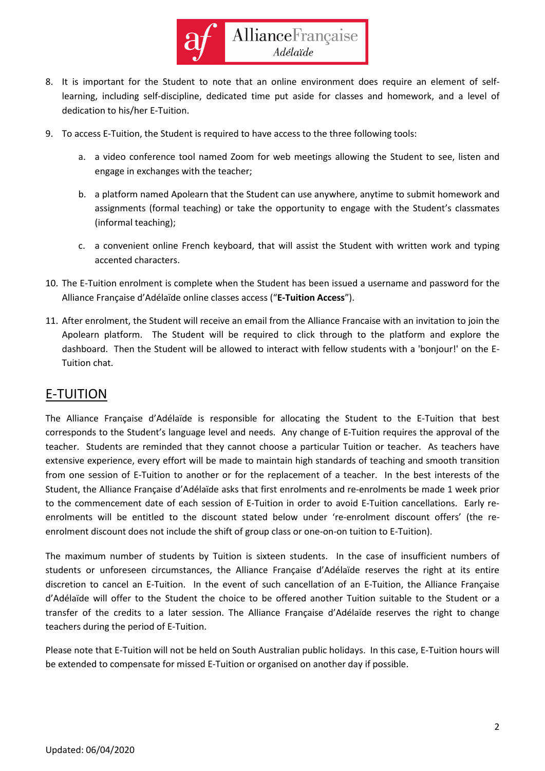8. It is important for the Student to note that an online environment does require an element of self-learning, including self-discipline, dedicated time put aside for classes and homework, and a level of dedication to his/her E-Tuition.

9. To access E-Tuition, the Student is required to have access to the three following tools:

    a. a video conference tool named Zoom for web meetings allowing the Student to see, listen and engage in exchanges with the teacher;

    b. a platform named Apolearn that the Student can use anywhere, anytime to submit homework and assignments (formal teaching) or take the opportunity to engage with the Student's classmates (informal teaching);

    c. a convenient online French keyboard, that will assist the Student with written work and typing accented characters.

10. The E-Tuition enrolment is complete when the Student has been issued a username and password for the Alliance Française d'Adélaïde online classes access ("**E-Tuition Access**").

11. After enrolment, the Student will receive an email from the Alliance Francaise with an invitation to join the Apolearn platform. The Student will be required to click through to the platform and explore the dashboard. Then the Student will be allowed to interact with fellow students with a 'bonjour!' on the E-Tuition chat.

## E-TUITION

The Alliance Française d'Adélaïde is responsible for allocating the Student to the E-Tuition that best corresponds to the Student's language level and needs. Any change of E-Tuition requires the approval of the teacher. Students are reminded that they cannot choose a particular Tuition or teacher. As teachers have extensive experience, every effort will be made to maintain high standards of teaching and smooth transition from one session of E-Tuition to another or for the replacement of a teacher. In the best interests of the Student, the Alliance Française d'Adélaïde asks that first enrolments and re-enrolments be made 1 week prior to the commencement date of each session of E-Tuition in order to avoid E-Tuition cancellations. Early re-enrolments will be entitled to the discount stated below under 're-enrolment discount offers' (the re-enrolment discount does not include the shift of group class or one-on-on tuition to E-Tuition).

The maximum number of students by Tuition is sixteen students. In the case of insufficient numbers of students or unforeseen circumstances, the Alliance Française d'Adélaïde reserves the right at its entire discretion to cancel an E-Tuition. In the event of such cancellation of an E-Tuition, the Alliance Française d'Adélaïde will offer to the Student the choice to be offered another Tuition suitable to the Student or a transfer of the credits to a later session. The Alliance Française d'Adélaïde reserves the right to change teachers during the period of E-Tuition.

Please note that E-Tuition will not be held on South Australian public holidays. In this case, E-Tuition hours will be extended to compensate for missed E-Tuition or organised on another day if possible.

Updated: 06/04/2020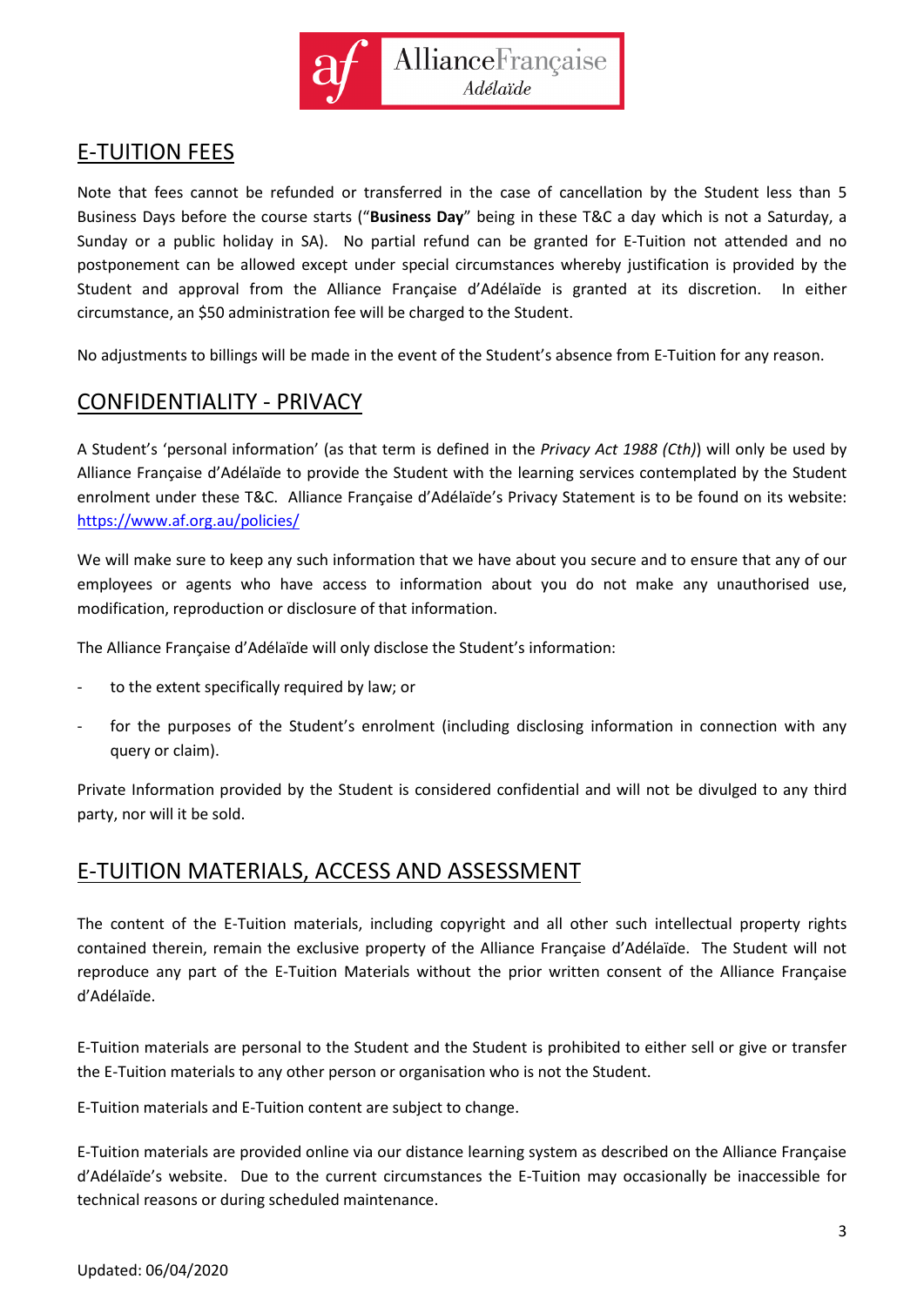## E-TUITION FEES

Note that fees cannot be refunded or transferred in the case of cancellation by the Student less than 5 Business Days before the course starts ("**Business Day**" being in these T&C a day which is not a Saturday, a Sunday or a public holiday in SA). No partial refund can be granted for E-Tuition not attended and no postponement can be allowed except under special circumstances whereby justification is provided by the Student and approval from the Alliance Française d'Adélaïde is granted at its discretion. In either circumstance, an $50 administration fee will be charged to the Student.

No adjustments to billings will be made in the event of the Student's absence from E-Tuition for any reason.

## CONFIDENTIALITY - PRIVACY

A Student's 'personal information' (as that term is defined in the *Privacy Act 1988 (Cth)*) will only be used by Alliance Française d'Adélaïde to provide the Student with the learning services contemplated by the Student enrolment under these T&C. Alliance Française d'Adélaïde's Privacy Statement is to be found on its website: [https://www.af.org.au/policies/](https://www.af.org.au/policies/)

We will make sure to keep any such information that we have about you secure and to ensure that any of our employees or agents who have access to information about you do not make any unauthorised use, modification, reproduction or disclosure of that information.

The Alliance Française d'Adélaïde will only disclose the Student's information:

- to the extent specifically required by law; or
- for the purposes of the Student's enrolment (including disclosing information in connection with any query or claim).

Private Information provided by the Student is considered confidential and will not be divulged to any third party, nor will it be sold.

## E-TUITION MATERIALS, ACCESS AND ASSESSMENT

The content of the E-Tuition materials, including copyright and all other such intellectual property rights contained therein, remain the exclusive property of the Alliance Française d'Adélaïde. The Student will not reproduce any part of the E-Tuition Materials without the prior written consent of the Alliance Française d'Adélaïde.

E-Tuition materials are personal to the Student and the Student is prohibited to either sell or give or transfer the E-Tuition materials to any other person or organisation who is not the Student.

E-Tuition materials and E-Tuition content are subject to change.

E-Tuition materials are provided online via our distance learning system as described on the Alliance Française d'Adélaïde's website. Due to the current circumstances the E-Tuition may occasionally be inaccessible for technical reasons or during scheduled maintenance.

Updated: 06/04/2020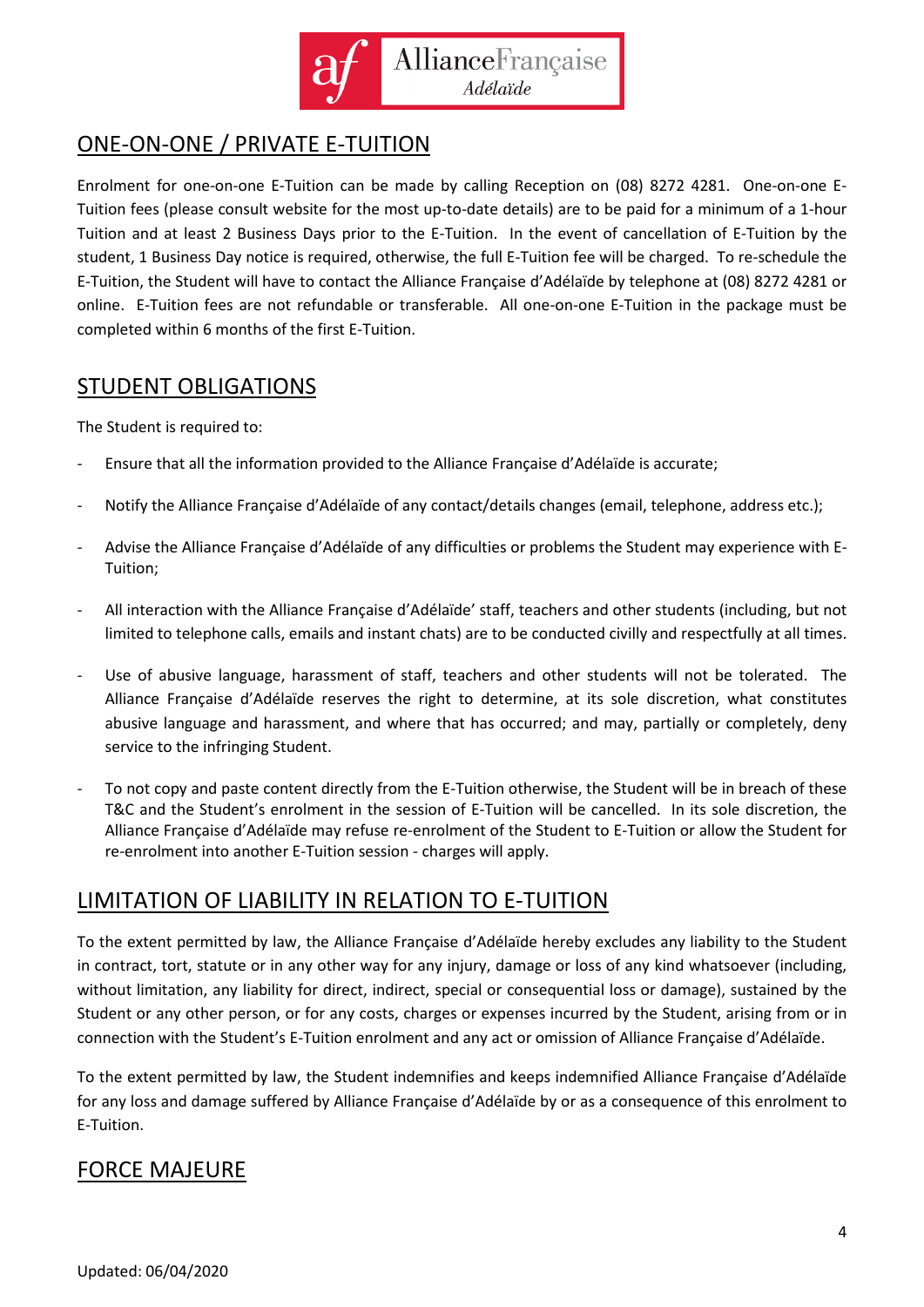## ONE-ON-ONE / PRIVATE E-TUITION

Enrolment for one-on-one E-Tuition can be made by calling Reception on (08) 8272 4281. One-on-one E-Tuition fees (please consult website for the most up-to-date details) are to be paid for a minimum of a 1-hour Tuition and at least 2 Business Days prior to the E-Tuition. In the event of cancellation of E-Tuition by the student, 1 Business Day notice is required, otherwise, the full E-Tuition fee will be charged. To re-schedule the E-Tuition, the Student will have to contact the Alliance Française d'Adélaïde by telephone at (08) 8272 4281 or online. E-Tuition fees are not refundable or transferable. All one-on-one E-Tuition in the package must be completed within 6 months of the first E-Tuition.

## STUDENT OBLIGATIONS

The Student is required to:

- Ensure that all the information provided to the Alliance Française d'Adélaïde is accurate;
- Notify the Alliance Française d'Adélaïde of any contact/details changes (email, telephone, address etc.);
- Advise the Alliance Française d'Adélaïde of any difficulties or problems the Student may experience with E-Tuition;
- All interaction with the Alliance Française d'Adélaïde' staff, teachers and other students (including, but not limited to telephone calls, emails and instant chats) are to be conducted civilly and respectfully at all times.
- Use of abusive language, harassment of staff, teachers and other students will not be tolerated. The Alliance Française d'Adélaïde reserves the right to determine, at its sole discretion, what constitutes abusive language and harassment, and where that has occurred; and may, partially or completely, deny service to the infringing Student.
- To not copy and paste content directly from the E-Tuition otherwise, the Student will be in breach of these T&C and the Student's enrolment in the session of E-Tuition will be cancelled. In its sole discretion, the Alliance Française d'Adélaïde may refuse re-enrolment of the Student to E-Tuition or allow the Student for re-enrolment into another E-Tuition session - charges will apply.

## LIMITATION OF LIABILITY IN RELATION TO E-TUITION

To the extent permitted by law, the Alliance Française d'Adélaïde hereby excludes any liability to the Student in contract, tort, statute or in any other way for any injury, damage or loss of any kind whatsoever (including, without limitation, any liability for direct, indirect, special or consequential loss or damage), sustained by the Student or any other person, or for any costs, charges or expenses incurred by the Student, arising from or in connection with the Student's E-Tuition enrolment and any act or omission of Alliance Française d'Adélaïde.

To the extent permitted by law, the Student indemnifies and keeps indemnified Alliance Française d'Adélaïde for any loss and damage suffered by Alliance Française d'Adélaïde by or as a consequence of this enrolment to E-Tuition.

## FORCE MAJEURE

Updated: 06/04/2020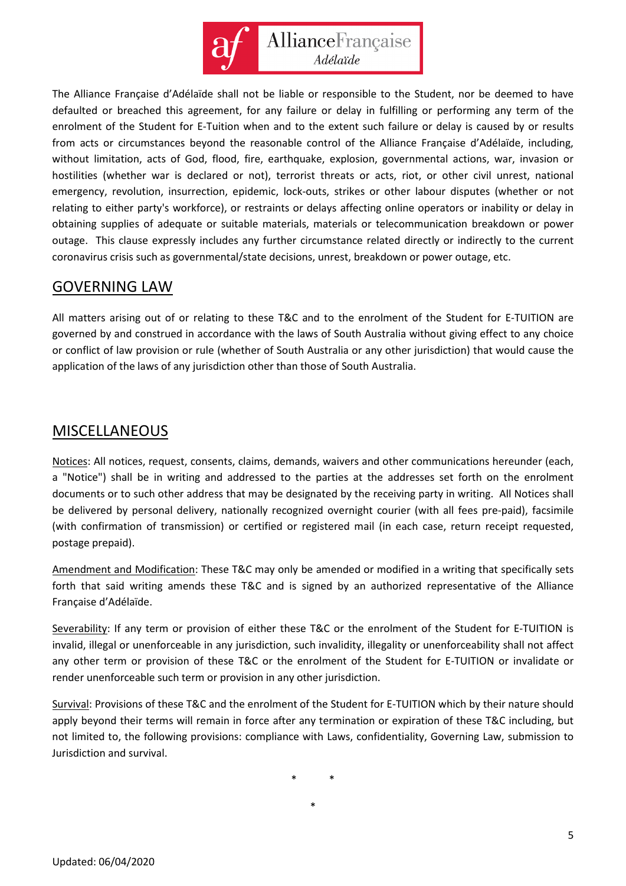The Alliance Française d'Adélaïde shall not be liable or responsible to the Student, nor be deemed to have defaulted or breached this agreement, for any failure or delay in fulfilling or performing any term of the enrolment of the Student for E-Tuition when and to the extent such failure or delay is caused by or results from acts or circumstances beyond the reasonable control of the Alliance Française d'Adélaïde, including, without limitation, acts of God, flood, fire, earthquake, explosion, governmental actions, war, invasion or hostilities (whether war is declared or not), terrorist threats or acts, riot, or other civil unrest, national emergency, revolution, insurrection, epidemic, lock-outs, strikes or other labour disputes (whether or not relating to either party's workforce), or restraints or delays affecting online operators or inability or delay in obtaining supplies of adequate or suitable materials, materials or telecommunication breakdown or power outage. This clause expressly includes any further circumstance related directly or indirectly to the current coronavirus crisis such as governmental/state decisions, unrest, breakdown or power outage, etc.

## GOVERNING LAW

All matters arising out of or relating to these T&C and to the enrolment of the Student for E-TUITION are governed by and construed in accordance with the laws of South Australia without giving effect to any choice or conflict of law provision or rule (whether of South Australia or any other jurisdiction) that would cause the application of the laws of any jurisdiction other than those of South Australia.

## MISCELLANEOUS

Notices: All notices, request, consents, claims, demands, waivers and other communications hereunder (each, a "Notice") shall be in writing and addressed to the parties at the addresses set forth on the enrolment documents or to such other address that may be designated by the receiving party in writing. All Notices shall be delivered by personal delivery, nationally recognized overnight courier (with all fees pre-paid), facsimile (with confirmation of transmission) or certified or registered mail (in each case, return receipt requested, postage prepaid).

Amendment and Modification: These T&C may only be amended or modified in a writing that specifically sets forth that said writing amends these T&C and is signed by an authorized representative of the Alliance Française d'Adélaïde.

Severability: If any term or provision of either these T&C or the enrolment of the Student for E-TUITION is invalid, illegal or unenforceable in any jurisdiction, such invalidity, illegality or unenforceability shall not affect any other term or provision of these T&C or the enrolment of the Student for E-TUITION or invalidate or render unenforceable such term or provision in any other jurisdiction.

Survival: Provisions of these T&C and the enrolment of the Student for E-TUITION which by their nature should apply beyond their terms will remain in force after any termination or expiration of these T&C including, but not limited to, the following provisions: compliance with Laws, confidentiality, Governing Law, submission to Jurisdiction and survival.

\* \*

\*

Updated: 06/04/2020